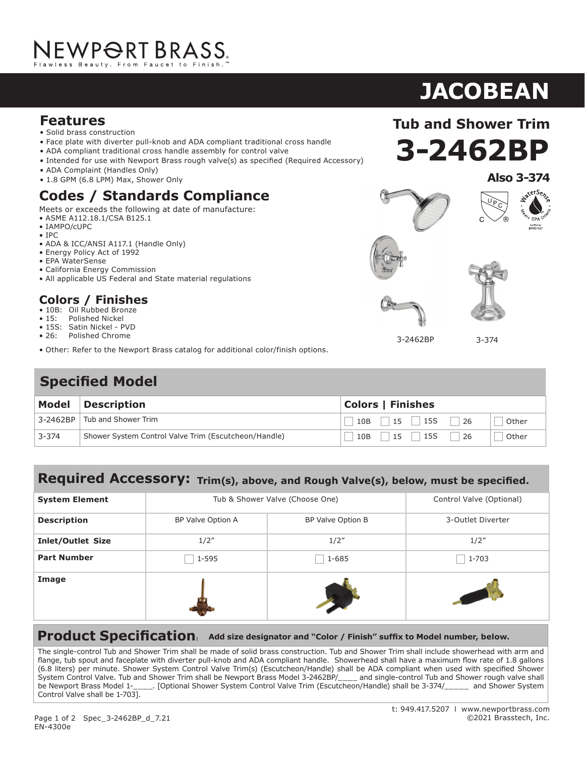# NEWPORT BRASS

Flawless Beauty. From Faucet to Finish.™

# JACOBEAN

## Tub and Shower Trim

# 3-2462BP

### Also 3-374

## Features

- Solid brass construction
- Face plate with diverter pull-knob and ADA compliant traditional cross handle
- ADA compliant traditional cross handle assembly for control valve
- Intended for use with Newport Brass rough valve(s) as specified (Required Accessory)
- ADA Complaint (Handles Only)
- 1.8 GPM (6.8 LPM) Max, Shower Only

## Codes / Standards Compliance

Meets or exceeds the following at date of manufacture:

- ASME A112.18.1/CSA B125.1
- IAMPO/cUPC
- IPC
- ADA & ICC/ANSI A117.1 (Handle Only)
- Energy Policy Act of 1992
- EPA WaterSense
- California Energy Commission
- All applicable US Federal and State material regulations

## Colors / Finishes

- 10B: Oil Rubbed Bronze
- 15: Polished Nickel
- 15S: Satin Nickel - PVD
- 26: Polished Chrome

- Other: Refer to the Newport Brass catalog for additional color/finish options.

3-2462BP

3-374

## Specified Model

| Model | Description | Colors \| Finishes | | | | |
|---|---|---|---|---|---|---|
| 3-2462BP | Tub and Shower Trim | ☐ 10B | ☐ 15 | ☐ 15S | ☐ 26 | ☐ Other |
| 3-374 | Shower System Control Valve Trim (Escutcheon/Handle) | ☐ 10B | ☐ 15 | ☐ 15S | ☐ 26 | ☐ Other |

## Required Accessory: Trim(s), above, and Rough Valve(s), below, must be specified.

| System Element | Tub & Shower Valve (Choose One) | | Control Valve (Optional) |
|---|---|---|---|
| **Description** | BP Valve Option A | BP Valve Option B | 3-Outlet Diverter |
| **Inlet/Outlet Size** | 1/2″ | 1/2″ | 1/2″ |
| **Part Number** | ☐ 1-595 | ☐ 1-685 | ☐ 1-703 |
| **Image** | | | |

## Product Specification: Add size designator and "Color / Finish" suffix to Model number, below.

The single-control Tub and Shower Trim shall be made of solid brass construction. Tub and Shower Trim shall include showerhead with arm and flange, tub spout and faceplate with diverter pull-knob and ADA compliant handle. Showerhead shall have a maximum flow rate of 1.8 gallons (6.8 liters) per minute. Shower System Control Valve Trim(s) (Escutcheon/Handle) shall be ADA compliant when used with specified Shower System Control Valve. Tub and Shower Trim shall be Newport Brass Model 3-2462BP/____ and single-control Tub and Shower rough valve shall be Newport Brass Model 1-____. [Optional Shower System Control Valve Trim (Escutcheon/Handle) shall be 3-374/_____ and Shower System Control Valve shall be 1-703].

t: 949.417.5207 l www.newportbrass.com

©2021 Brasstech, Inc.

Spec_3-2462BP_d_7.21

EN-4300e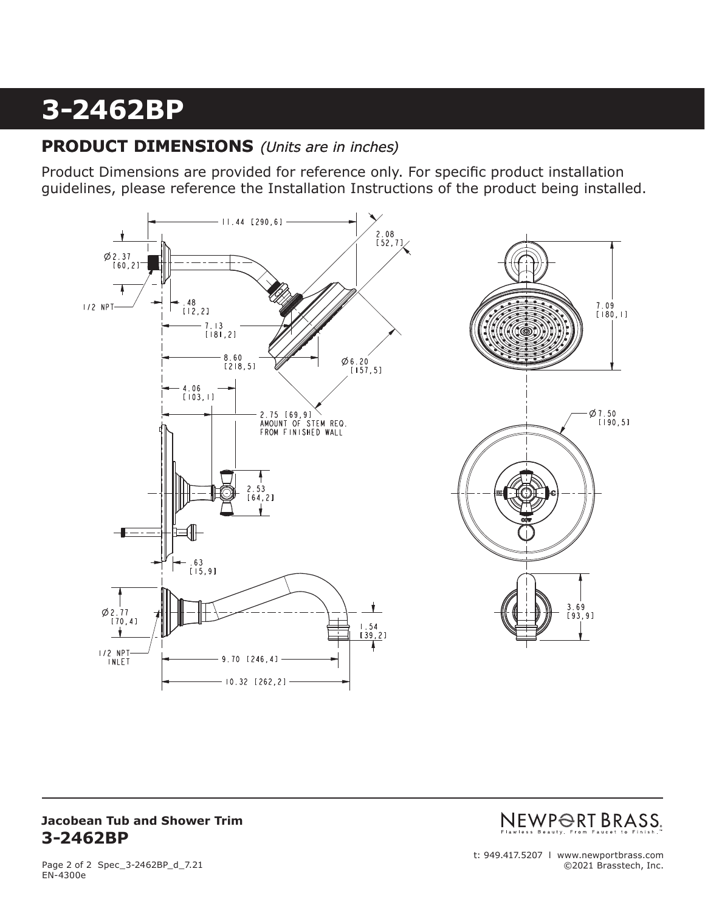# 3-2462BP

## PRODUCT DIMENSIONS *(Units are in inches)*

Product Dimensions are provided for reference only. For specific product installation guidelines, please reference the Installation Instructions of the product being installed.

11.44 [290,6]

2.08
[52,7]

Ø2.37
[60,2]

1/2 NPT

.48
[12,2]

7.13
[181,2]

8.60
[218,5]

Ø6.20
[157,5]

7.09
[180,1]

4.06
[103,1]

2.75 [69,9]
AMOUNT OF STEM REQ.
FROM FINISHED WALL

Ø7.50
[190,5]

2.53
[64,2]

.63
[15,9]

Ø2.77
[70,4]

1/2 NPT
INLET

1.54
[39,2]

9.70 [246,4]

10.32 [262,2]

3.69
[93,9]

**Jacobean Tub and Shower Trim**
**3-2462BP**

Spec_3-2462BP_d_7.21
EN-4300e

NEWPORT BRASS.
Flawless Beauty. From Faucet to Finish.

t: 949.417.5207 | www.newportbrass.com
©2021 Brasstech, Inc.